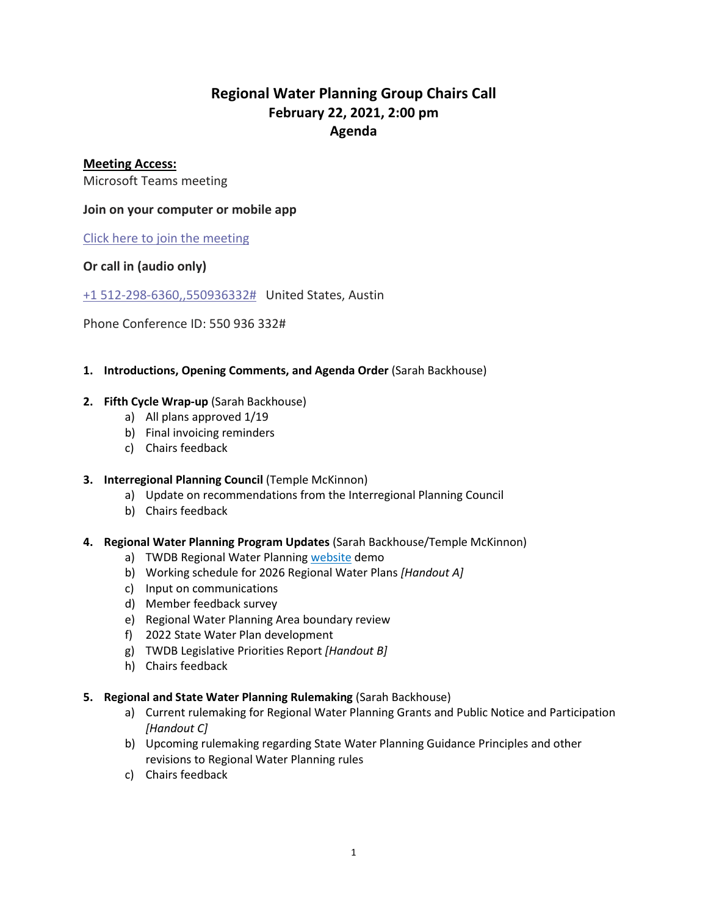# Regional Water Planning Group Chairs Call
## February 22, 2021, 2:00 pm
## Agenda

**Meeting Access:**

Microsoft Teams meeting

**Join on your computer or mobile app**

[Click here to join the meeting]()

**Or call in (audio only)**

[+1 512-298-6360,,550936332#]() United States, Austin

Phone Conference ID: 550 936 332#

1. **Introductions, Opening Comments, and Agenda Order** (Sarah Backhouse)

2. **Fifth Cycle Wrap-up** (Sarah Backhouse)
   a) All plans approved 1/19
   b) Final invoicing reminders
   c) Chairs feedback

3. **Interregional Planning Council** (Temple McKinnon)
   a) Update on recommendations from the Interregional Planning Council
   b) Chairs feedback

4. **Regional Water Planning Program Updates** (Sarah Backhouse/Temple McKinnon)
   a) TWDB Regional Water Planning [website]() demo
   b) Working schedule for 2026 Regional Water Plans *[Handout A]*
   c) Input on communications
   d) Member feedback survey
   e) Regional Water Planning Area boundary review
   f) 2022 State Water Plan development
   g) TWDB Legislative Priorities Report *[Handout B]*
   h) Chairs feedback

5. **Regional and State Water Planning Rulemaking** (Sarah Backhouse)
   a) Current rulemaking for Regional Water Planning Grants and Public Notice and Participation *[Handout C]*
   b) Upcoming rulemaking regarding State Water Planning Guidance Principles and other revisions to Regional Water Planning rules
   c) Chairs feedback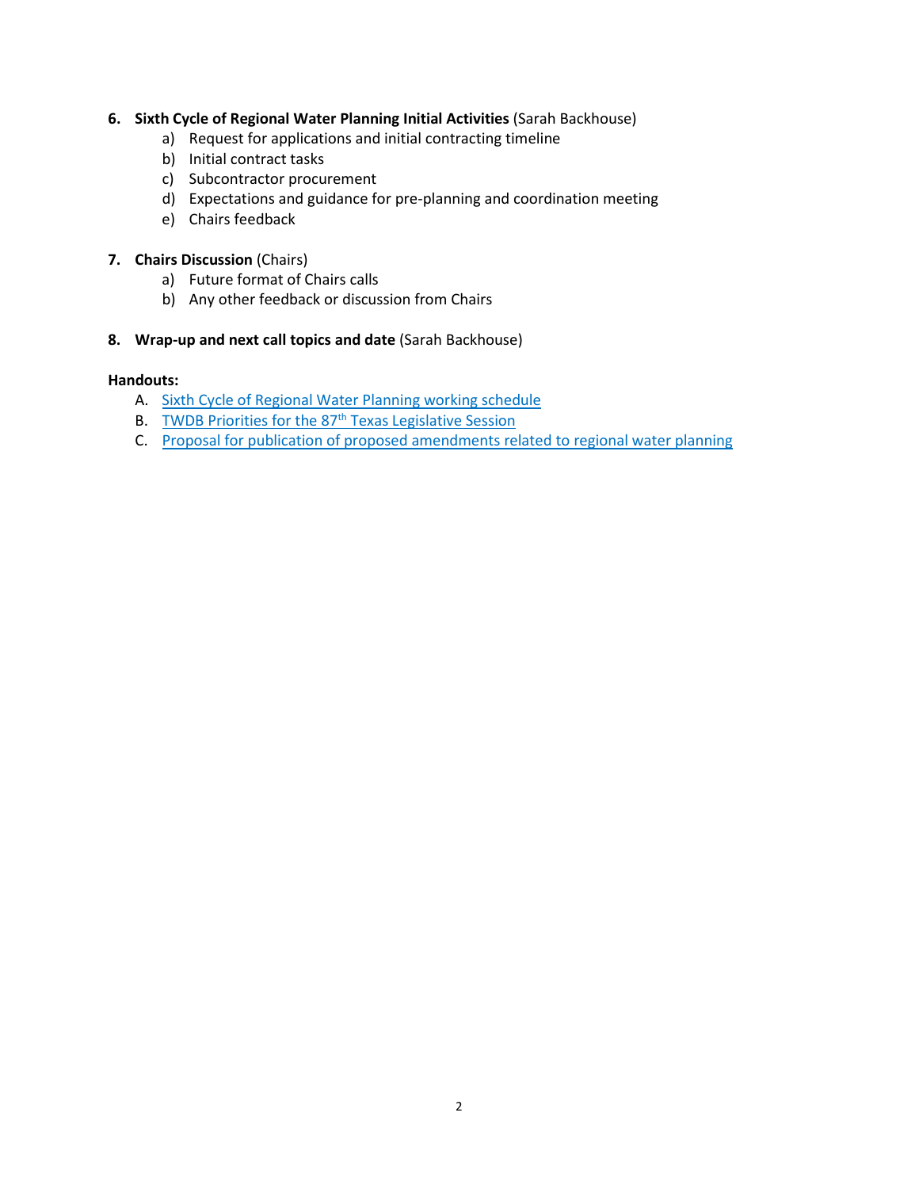6. **Sixth Cycle of Regional Water Planning Initial Activities** (Sarah Backhouse)
    a) Request for applications and initial contracting timeline
    b) Initial contract tasks
    c) Subcontractor procurement
    d) Expectations and guidance for pre-planning and coordination meeting
    e) Chairs feedback

7. **Chairs Discussion** (Chairs)
    a) Future format of Chairs calls
    b) Any other feedback or discussion from Chairs

8. **Wrap-up and next call topics and date** (Sarah Backhouse)

**Handouts:**

A. Sixth Cycle of Regional Water Planning working schedule
B. TWDB Priorities for the 87th Texas Legislative Session
C. Proposal for publication of proposed amendments related to regional water planning